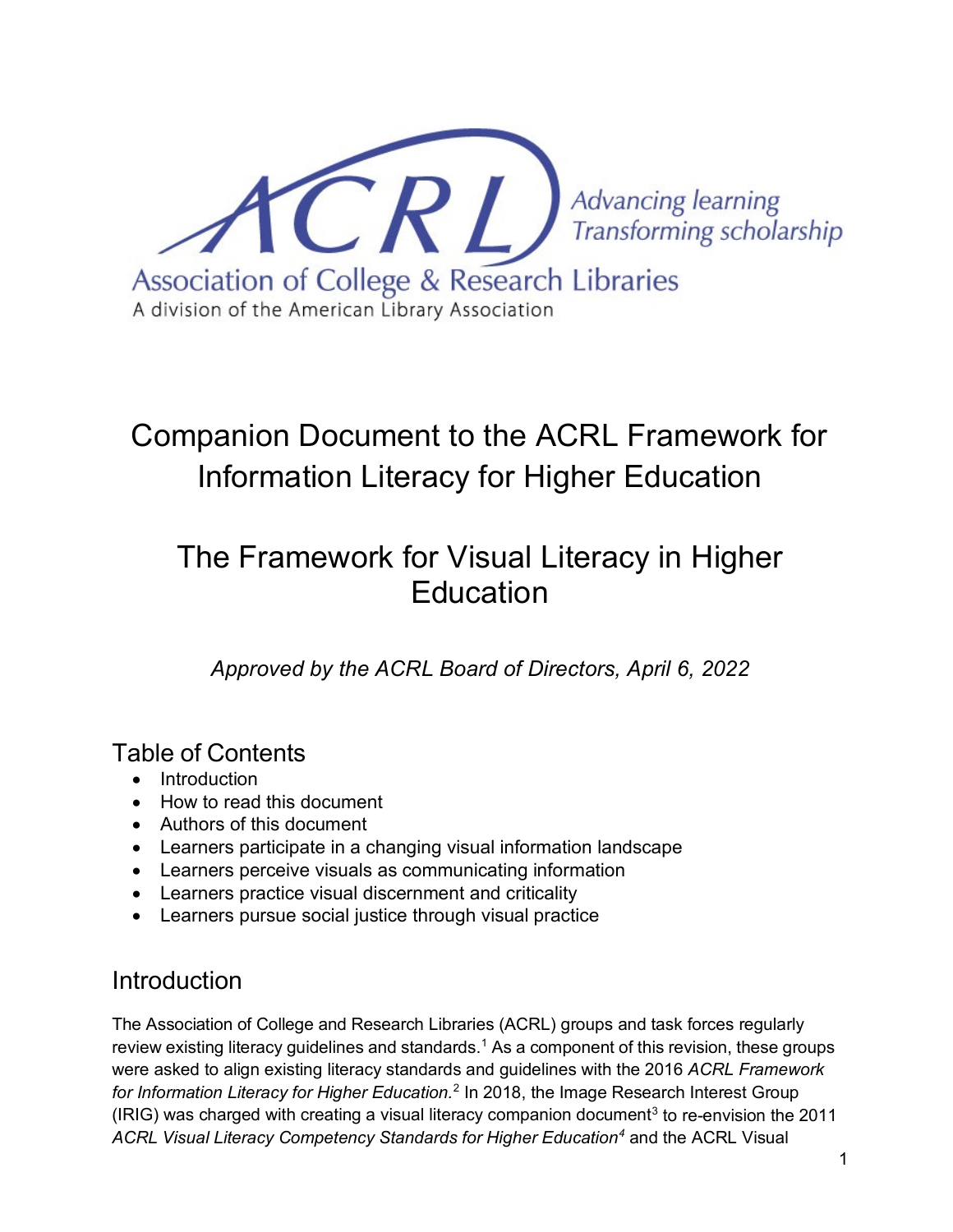ACRL

Advancing learning
Transforming scholarship

Association of College & Research Libraries
A division of the American Library Association

# Companion Document to the ACRL Framework for Information Literacy for Higher Education

# The Framework for Visual Literacy in Higher Education

*Approved by the ACRL Board of Directors, April 6, 2022*

## Table of Contents

- Introduction
- How to read this document
- Authors of this document
- Learners participate in a changing visual information landscape
- Learners perceive visuals as communicating information
- Learners practice visual discernment and criticality
- Learners pursue social justice through visual practice

## Introduction

The Association of College and Research Libraries (ACRL) groups and task forces regularly review existing literacy guidelines and standards.[1] As a component of this revision, these groups were asked to align existing literacy standards and guidelines with the 2016 *ACRL Framework for Information Literacy for Higher Education.*[2] In 2018, the Image Research Interest Group (IRIG) was charged with creating a visual literacy companion document[3] to re-envision the 2011 *ACRL Visual Literacy Competency Standards for Higher Education*[4] and the ACRL Visual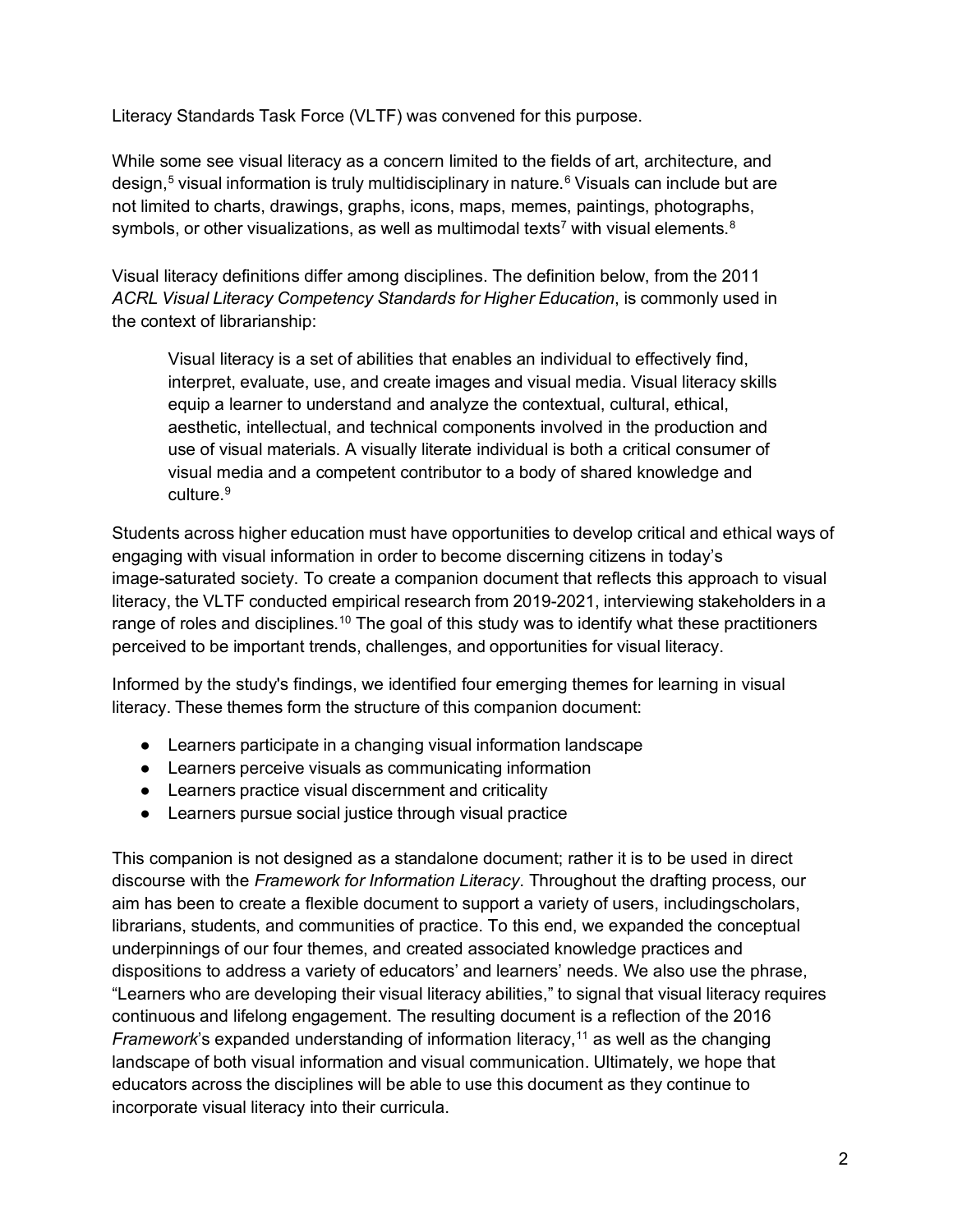Literacy Standards Task Force (VLTF) was convened for this purpose.

While some see visual literacy as a concern limited to the fields of art, architecture, and design,[5] visual information is truly multidisciplinary in nature.[6] Visuals can include but are not limited to charts, drawings, graphs, icons, maps, memes, paintings, photographs, symbols, or other visualizations, as well as multimodal texts[7] with visual elements.[8]

Visual literacy definitions differ among disciplines. The definition below, from the 2011 *ACRL Visual Literacy Competency Standards for Higher Education*, is commonly used in the context of librarianship:

> Visual literacy is a set of abilities that enables an individual to effectively find, interpret, evaluate, use, and create images and visual media. Visual literacy skills equip a learner to understand and analyze the contextual, cultural, ethical, aesthetic, intellectual, and technical components involved in the production and use of visual materials. A visually literate individual is both a critical consumer of visual media and a competent contributor to a body of shared knowledge and culture.[9]

Students across higher education must have opportunities to develop critical and ethical ways of engaging with visual information in order to become discerning citizens in today's image-saturated society. To create a companion document that reflects this approach to visual literacy, the VLTF conducted empirical research from 2019-2021, interviewing stakeholders in a range of roles and disciplines.[10] The goal of this study was to identify what these practitioners perceived to be important trends, challenges, and opportunities for visual literacy.

Informed by the study's findings, we identified four emerging themes for learning in visual literacy. These themes form the structure of this companion document:

- Learners participate in a changing visual information landscape
- Learners perceive visuals as communicating information
- Learners practice visual discernment and criticality
- Learners pursue social justice through visual practice

This companion is not designed as a standalone document; rather it is to be used in direct discourse with the *Framework for Information Literacy*. Throughout the drafting process, our aim has been to create a flexible document to support a variety of users, includingscholars, librarians, students, and communities of practice. To this end, we expanded the conceptual underpinnings of our four themes, and created associated knowledge practices and dispositions to address a variety of educators' and learners' needs. We also use the phrase, "Learners who are developing their visual literacy abilities," to signal that visual literacy requires continuous and lifelong engagement. The resulting document is a reflection of the 2016 *Framework*'s expanded understanding of information literacy,[11] as well as the changing landscape of both visual information and visual communication. Ultimately, we hope that educators across the disciplines will be able to use this document as they continue to incorporate visual literacy into their curricula.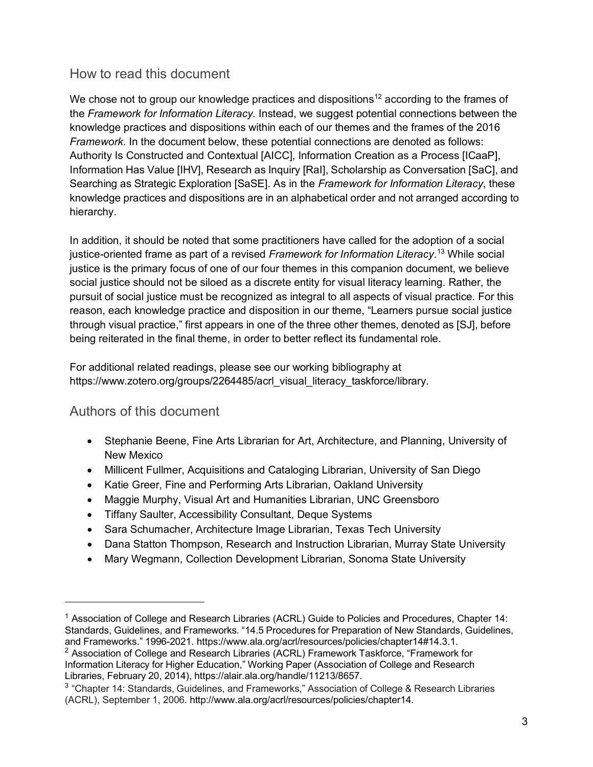## How to read this document

We chose not to group our knowledge practices and dispositions[12] according to the frames of the *Framework for Information Literacy.* Instead, we suggest potential connections between the knowledge practices and dispositions within each of our themes and the frames of the 2016 *Framework*. In the document below, these potential connections are denoted as follows: Authority Is Constructed and Contextual [AICC], Information Creation as a Process [ICaaP], Information Has Value [IHV], Research as Inquiry [RaI], Scholarship as Conversation [SaC], and Searching as Strategic Exploration [SaSE]. As in the *Framework for Information Literacy*, these knowledge practices and dispositions are in an alphabetical order and not arranged according to hierarchy.

In addition, it should be noted that some practitioners have called for the adoption of a social justice-oriented frame as part of a revised *Framework for Information Literacy*.[13] While social justice is the primary focus of one of our four themes in this companion document, we believe social justice should not be siloed as a discrete entity for visual literacy learning. Rather, the pursuit of social justice must be recognized as integral to all aspects of visual practice. For this reason, each knowledge practice and disposition in our theme, "Learners pursue social justice through visual practice," first appears in one of the three other themes, denoted as [SJ], before being reiterated in the final theme, in order to better reflect its fundamental role.

For additional related readings, please see our working bibliography at https://www.zotero.org/groups/2264485/acrl_visual_literacy_taskforce/library.

## Authors of this document

- Stephanie Beene, Fine Arts Librarian for Art, Architecture, and Planning, University of New Mexico
- Millicent Fullmer, Acquisitions and Cataloging Librarian, University of San Diego
- Katie Greer, Fine and Performing Arts Librarian, Oakland University
- Maggie Murphy, Visual Art and Humanities Librarian, UNC Greensboro
- Tiffany Saulter, Accessibility Consultant, Deque Systems
- Sara Schumacher, Architecture Image Librarian, Texas Tech University
- Dana Statton Thompson, Research and Instruction Librarian, Murray State University
- Mary Wegmann, Collection Development Librarian, Sonoma State University

---

[1] Association of College and Research Libraries (ACRL) Guide to Policies and Procedures, Chapter 14: Standards, Guidelines, and Frameworks. "14.5 Procedures for Preparation of New Standards, Guidelines, and Frameworks." 1996-2021. https://www.ala.org/acrl/resources/policies/chapter14#14.3.1.

[2] Association of College and Research Libraries (ACRL) Framework Taskforce, "Framework for Information Literacy for Higher Education," Working Paper (Association of College and Research Libraries, February 20, 2014), https://alair.ala.org/handle/11213/8657.

[3] "Chapter 14: Standards, Guidelines, and Frameworks," Association of College & Research Libraries (ACRL), September 1, 2006. http://www.ala.org/acrl/resources/policies/chapter14.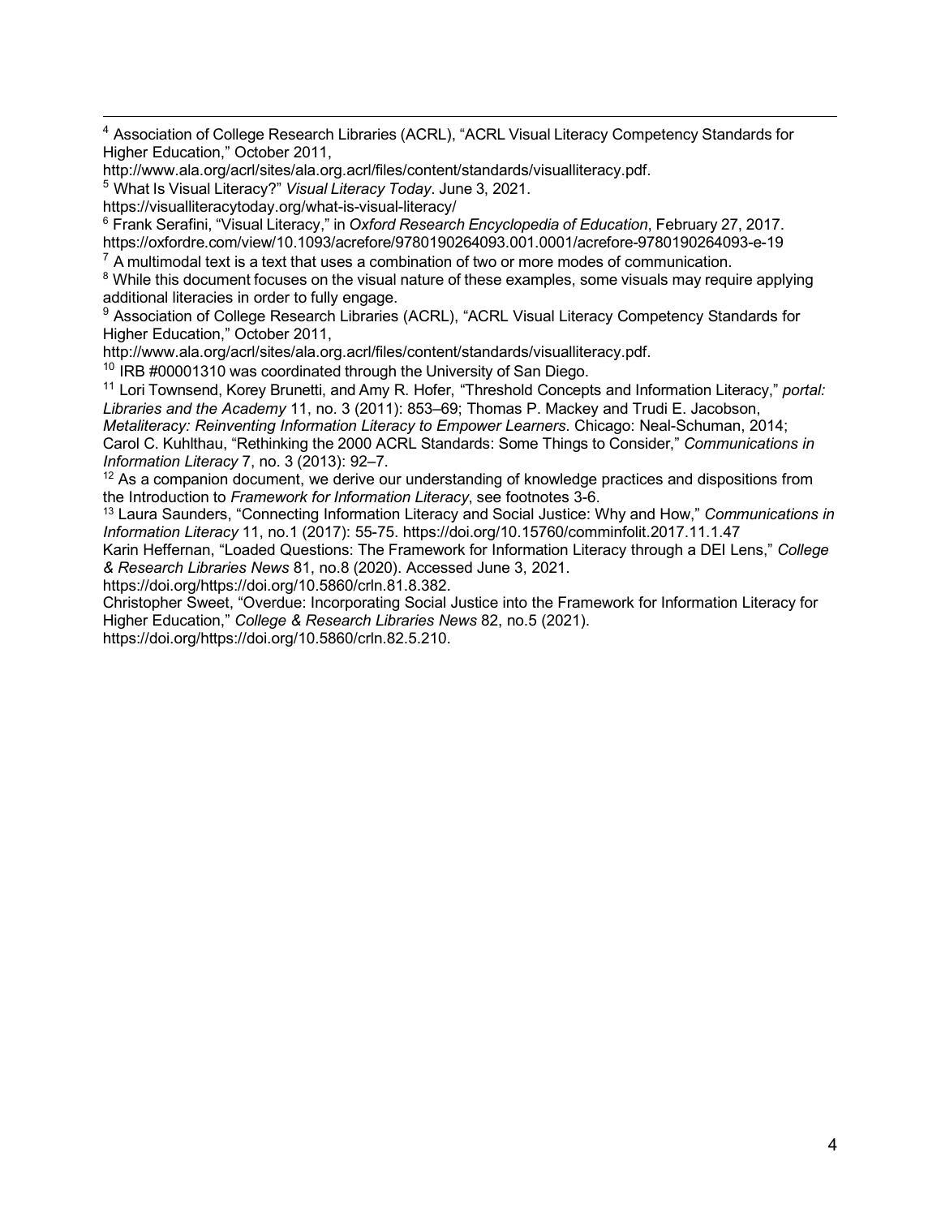[4] Association of College Research Libraries (ACRL), "ACRL Visual Literacy Competency Standards for Higher Education," October 2011, http://www.ala.org/acrl/sites/ala.org.acrl/files/content/standards/visualliteracy.pdf.

[5] What Is Visual Literacy?" *Visual Literacy Today*. June 3, 2021. https://visualliteracytoday.org/what-is-visual-literacy/

[6] Frank Serafini, "Visual Literacy," in *Oxford Research Encyclopedia of Education*, February 27, 2017. https://oxfordre.com/view/10.1093/acrefore/9780190264093.001.0001/acrefore-9780190264093-e-19

[7] A multimodal text is a text that uses a combination of two or more modes of communication.

[8] While this document focuses on the visual nature of these examples, some visuals may require applying additional literacies in order to fully engage.

[9] Association of College Research Libraries (ACRL), "ACRL Visual Literacy Competency Standards for Higher Education," October 2011, http://www.ala.org/acrl/sites/ala.org.acrl/files/content/standards/visualliteracy.pdf.

[10] IRB #00001310 was coordinated through the University of San Diego.

[11] Lori Townsend, Korey Brunetti, and Amy R. Hofer, "Threshold Concepts and Information Literacy," *portal: Libraries and the Academy* 11, no. 3 (2011): 853–69; Thomas P. Mackey and Trudi E. Jacobson, *Metaliteracy: Reinventing Information Literacy to Empower Learners*. Chicago: Neal-Schuman, 2014; Carol C. Kuhlthau, "Rethinking the 2000 ACRL Standards: Some Things to Consider," *Communications in Information Literacy* 7, no. 3 (2013): 92–7.

[12] As a companion document, we derive our understanding of knowledge practices and dispositions from the Introduction to *Framework for Information Literacy*, see footnotes 3-6.

[13] Laura Saunders, "Connecting Information Literacy and Social Justice: Why and How," *Communications in Information Literacy* 11, no.1 (2017): 55-75. https://doi.org/10.15760/comminfolit.2017.11.1.47
Karin Heffernan, "Loaded Questions: The Framework for Information Literacy through a DEI Lens," *College & Research Libraries News* 81, no.8 (2020). Accessed June 3, 2021. https://doi.org/https://doi.org/10.5860/crln.81.8.382.
Christopher Sweet, "Overdue: Incorporating Social Justice into the Framework for Information Literacy for Higher Education," *College & Research Libraries News* 82, no.5 (2021). https://doi.org/https://doi.org/10.5860/crln.82.5.210.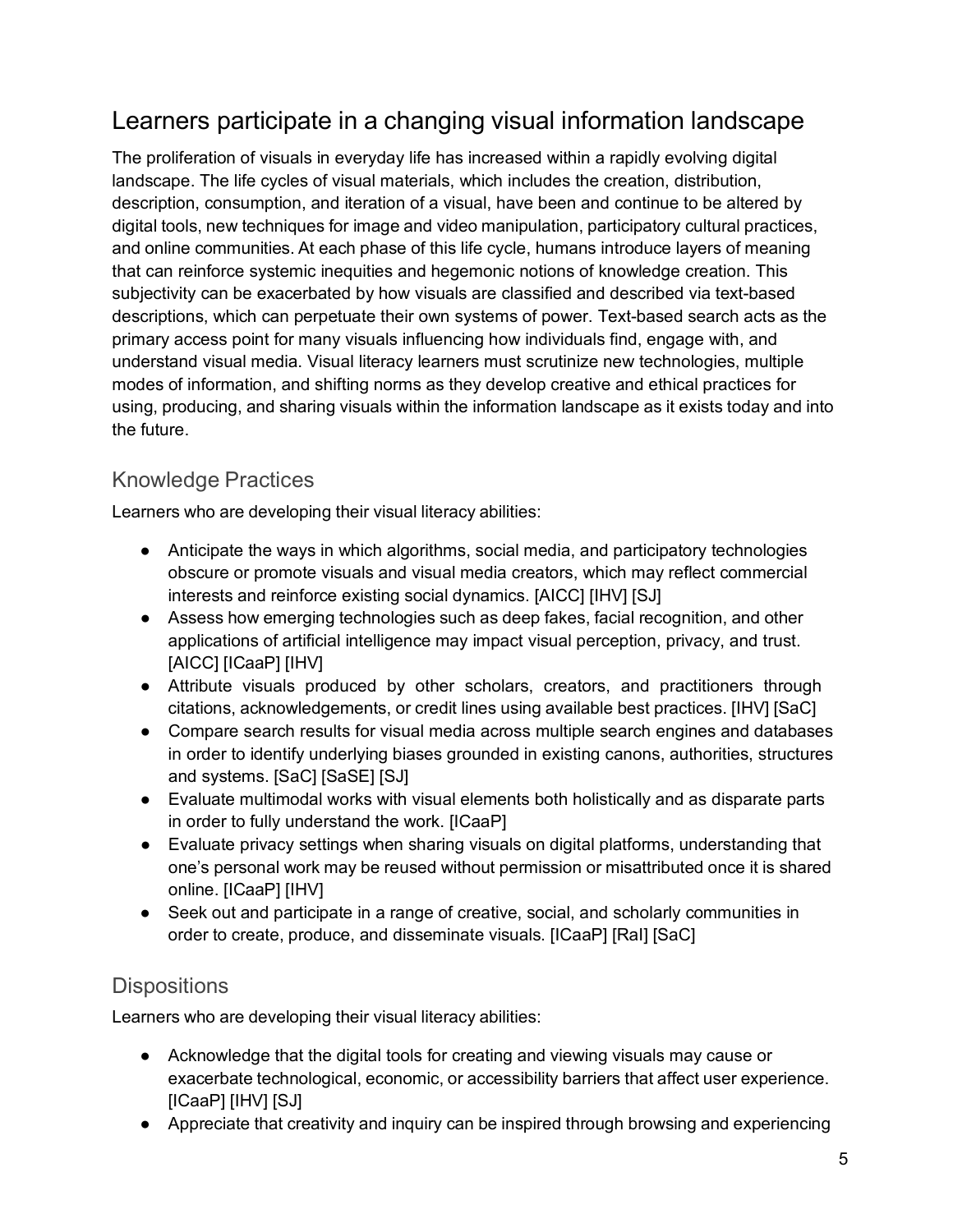## Learners participate in a changing visual information landscape

The proliferation of visuals in everyday life has increased within a rapidly evolving digital landscape. The life cycles of visual materials, which includes the creation, distribution, description, consumption, and iteration of a visual, have been and continue to be altered by digital tools, new techniques for image and video manipulation, participatory cultural practices, and online communities. At each phase of this life cycle, humans introduce layers of meaning that can reinforce systemic inequities and hegemonic notions of knowledge creation. This subjectivity can be exacerbated by how visuals are classified and described via text-based descriptions, which can perpetuate their own systems of power. Text-based search acts as the primary access point for many visuals influencing how individuals find, engage with, and understand visual media. Visual literacy learners must scrutinize new technologies, multiple modes of information, and shifting norms as they develop creative and ethical practices for using, producing, and sharing visuals within the information landscape as it exists today and into the future.

### Knowledge Practices

Learners who are developing their visual literacy abilities:

- Anticipate the ways in which algorithms, social media, and participatory technologies obscure or promote visuals and visual media creators, which may reflect commercial interests and reinforce existing social dynamics. [AICC] [IHV] [SJ]
- Assess how emerging technologies such as deep fakes, facial recognition, and other applications of artificial intelligence may impact visual perception, privacy, and trust. [AICC] [ICaaP] [IHV]
- Attribute visuals produced by other scholars, creators, and practitioners through citations, acknowledgements, or credit lines using available best practices. [IHV] [SaC]
- Compare search results for visual media across multiple search engines and databases in order to identify underlying biases grounded in existing canons, authorities, structures and systems. [SaC] [SaSE] [SJ]
- Evaluate multimodal works with visual elements both holistically and as disparate parts in order to fully understand the work. [ICaaP]
- Evaluate privacy settings when sharing visuals on digital platforms, understanding that one's personal work may be reused without permission or misattributed once it is shared online. [ICaaP] [IHV]
- Seek out and participate in a range of creative, social, and scholarly communities in order to create, produce, and disseminate visuals. [ICaaP] [RaI] [SaC]

### Dispositions

Learners who are developing their visual literacy abilities:

- Acknowledge that the digital tools for creating and viewing visuals may cause or exacerbate technological, economic, or accessibility barriers that affect user experience. [ICaaP] [IHV] [SJ]
- Appreciate that creativity and inquiry can be inspired through browsing and experiencing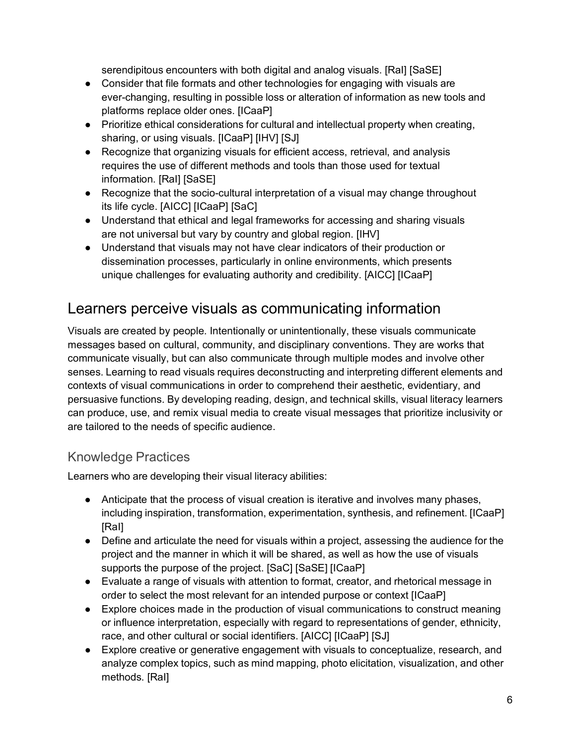serendipitous encounters with both digital and analog visuals. [RaI] [SaSE]

- Consider that file formats and other technologies for engaging with visuals are ever-changing, resulting in possible loss or alteration of information as new tools and platforms replace older ones. [ICaaP]
- Prioritize ethical considerations for cultural and intellectual property when creating, sharing, or using visuals. [ICaaP] [IHV] [SJ]
- Recognize that organizing visuals for efficient access, retrieval, and analysis requires the use of different methods and tools than those used for textual information. [RaI] [SaSE]
- Recognize that the socio-cultural interpretation of a visual may change throughout its life cycle. [AICC] [ICaaP] [SaC]
- Understand that ethical and legal frameworks for accessing and sharing visuals are not universal but vary by country and global region. [IHV]
- Understand that visuals may not have clear indicators of their production or dissemination processes, particularly in online environments, which presents unique challenges for evaluating authority and credibility. [AICC] [ICaaP]

## Learners perceive visuals as communicating information

Visuals are created by people. Intentionally or unintentionally, these visuals communicate messages based on cultural, community, and disciplinary conventions. They are works that communicate visually, but can also communicate through multiple modes and involve other senses. Learning to read visuals requires deconstructing and interpreting different elements and contexts of visual communications in order to comprehend their aesthetic, evidentiary, and persuasive functions. By developing reading, design, and technical skills, visual literacy learners can produce, use, and remix visual media to create visual messages that prioritize inclusivity or are tailored to the needs of specific audience.

### Knowledge Practices

Learners who are developing their visual literacy abilities:

- Anticipate that the process of visual creation is iterative and involves many phases, including inspiration, transformation, experimentation, synthesis, and refinement. [ICaaP] [RaI]
- Define and articulate the need for visuals within a project, assessing the audience for the project and the manner in which it will be shared, as well as how the use of visuals supports the purpose of the project. [SaC] [SaSE] [ICaaP]
- Evaluate a range of visuals with attention to format, creator, and rhetorical message in order to select the most relevant for an intended purpose or context [ICaaP]
- Explore choices made in the production of visual communications to construct meaning or influence interpretation, especially with regard to representations of gender, ethnicity, race, and other cultural or social identifiers. [AICC] [ICaaP] [SJ]
- Explore creative or generative engagement with visuals to conceptualize, research, and analyze complex topics, such as mind mapping, photo elicitation, visualization, and other methods. [RaI]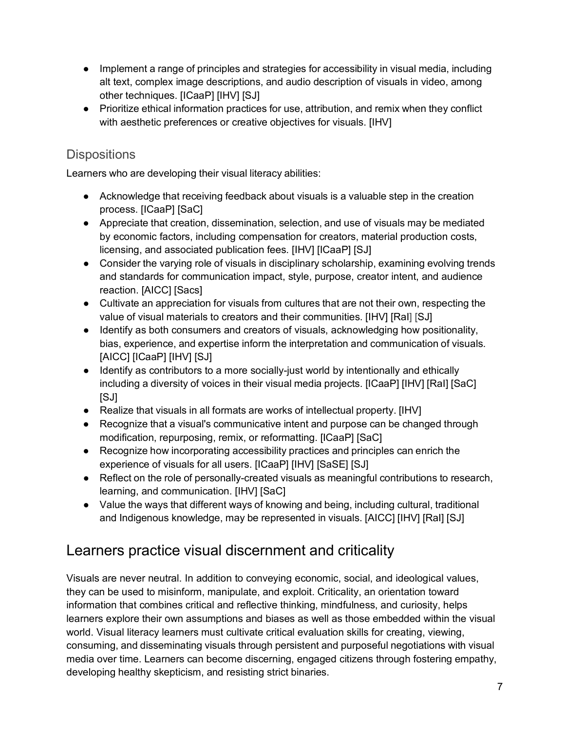- Implement a range of principles and strategies for accessibility in visual media, including alt text, complex image descriptions, and audio description of visuals in video, among other techniques. [ICaaP] [IHV] [SJ]
- Prioritize ethical information practices for use, attribution, and remix when they conflict with aesthetic preferences or creative objectives for visuals. [IHV]

### Dispositions

Learners who are developing their visual literacy abilities:

- Acknowledge that receiving feedback about visuals is a valuable step in the creation process. [ICaaP] [SaC]
- Appreciate that creation, dissemination, selection, and use of visuals may be mediated by economic factors, including compensation for creators, material production costs, licensing, and associated publication fees. [IHV] [ICaaP] [SJ]
- Consider the varying role of visuals in disciplinary scholarship, examining evolving trends and standards for communication impact, style, purpose, creator intent, and audience reaction. [AICC] [Sacs]
- Cultivate an appreciation for visuals from cultures that are not their own, respecting the value of visual materials to creators and their communities. [IHV] [RaI] [SJ]
- Identify as both consumers and creators of visuals, acknowledging how positionality, bias, experience, and expertise inform the interpretation and communication of visuals. [AICC] [ICaaP] [IHV] [SJ]
- Identify as contributors to a more socially-just world by intentionally and ethically including a diversity of voices in their visual media projects. [ICaaP] [IHV] [RaI] [SaC] [SJ]
- Realize that visuals in all formats are works of intellectual property. [IHV]
- Recognize that a visual's communicative intent and purpose can be changed through modification, repurposing, remix, or reformatting. [ICaaP] [SaC]
- Recognize how incorporating accessibility practices and principles can enrich the experience of visuals for all users. [ICaaP] [IHV] [SaSE] [SJ]
- Reflect on the role of personally-created visuals as meaningful contributions to research, learning, and communication. [IHV] [SaC]
- Value the ways that different ways of knowing and being, including cultural, traditional and Indigenous knowledge, may be represented in visuals. [AICC] [IHV] [RaI] [SJ]

## Learners practice visual discernment and criticality

Visuals are never neutral. In addition to conveying economic, social, and ideological values, they can be used to misinform, manipulate, and exploit. Criticality, an orientation toward information that combines critical and reflective thinking, mindfulness, and curiosity, helps learners explore their own assumptions and biases as well as those embedded within the visual world. Visual literacy learners must cultivate critical evaluation skills for creating, viewing, consuming, and disseminating visuals through persistent and purposeful negotiations with visual media over time. Learners can become discerning, engaged citizens through fostering empathy, developing healthy skepticism, and resisting strict binaries.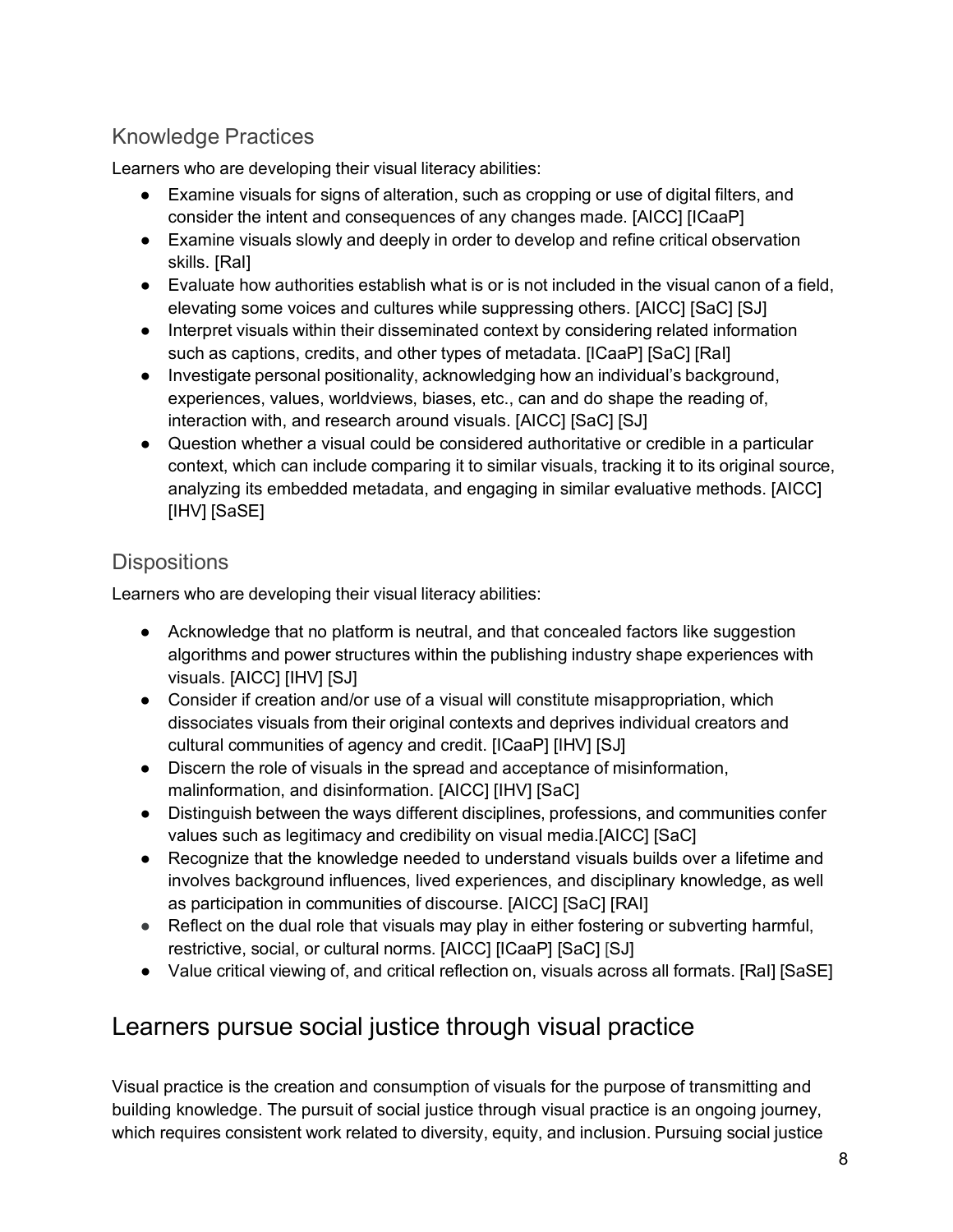### Knowledge Practices

Learners who are developing their visual literacy abilities:

- Examine visuals for signs of alteration, such as cropping or use of digital filters, and consider the intent and consequences of any changes made. [AICC] [ICaaP]
- Examine visuals slowly and deeply in order to develop and refine critical observation skills. [RaI]
- Evaluate how authorities establish what is or is not included in the visual canon of a field, elevating some voices and cultures while suppressing others. [AICC] [SaC] [SJ]
- Interpret visuals within their disseminated context by considering related information such as captions, credits, and other types of metadata. [ICaaP] [SaC] [RaI]
- Investigate personal positionality, acknowledging how an individual's background, experiences, values, worldviews, biases, etc., can and do shape the reading of, interaction with, and research around visuals. [AICC] [SaC] [SJ]
- Question whether a visual could be considered authoritative or credible in a particular context, which can include comparing it to similar visuals, tracking it to its original source, analyzing its embedded metadata, and engaging in similar evaluative methods. [AICC] [IHV] [SaSE]

### Dispositions

Learners who are developing their visual literacy abilities:

- Acknowledge that no platform is neutral, and that concealed factors like suggestion algorithms and power structures within the publishing industry shape experiences with visuals. [AICC] [IHV] [SJ]
- Consider if creation and/or use of a visual will constitute misappropriation, which dissociates visuals from their original contexts and deprives individual creators and cultural communities of agency and credit. [ICaaP] [IHV] [SJ]
- Discern the role of visuals in the spread and acceptance of misinformation, malinformation, and disinformation. [AICC] [IHV] [SaC]
- Distinguish between the ways different disciplines, professions, and communities confer values such as legitimacy and credibility on visual media.[AICC] [SaC]
- Recognize that the knowledge needed to understand visuals builds over a lifetime and involves background influences, lived experiences, and disciplinary knowledge, as well as participation in communities of discourse. [AICC] [SaC] [RAI]
- Reflect on the dual role that visuals may play in either fostering or subverting harmful, restrictive, social, or cultural norms. [AICC] [ICaaP] [SaC] [SJ]
- Value critical viewing of, and critical reflection on, visuals across all formats. [RaI] [SaSE]

## Learners pursue social justice through visual practice

Visual practice is the creation and consumption of visuals for the purpose of transmitting and building knowledge. The pursuit of social justice through visual practice is an ongoing journey, which requires consistent work related to diversity, equity, and inclusion. Pursuing social justice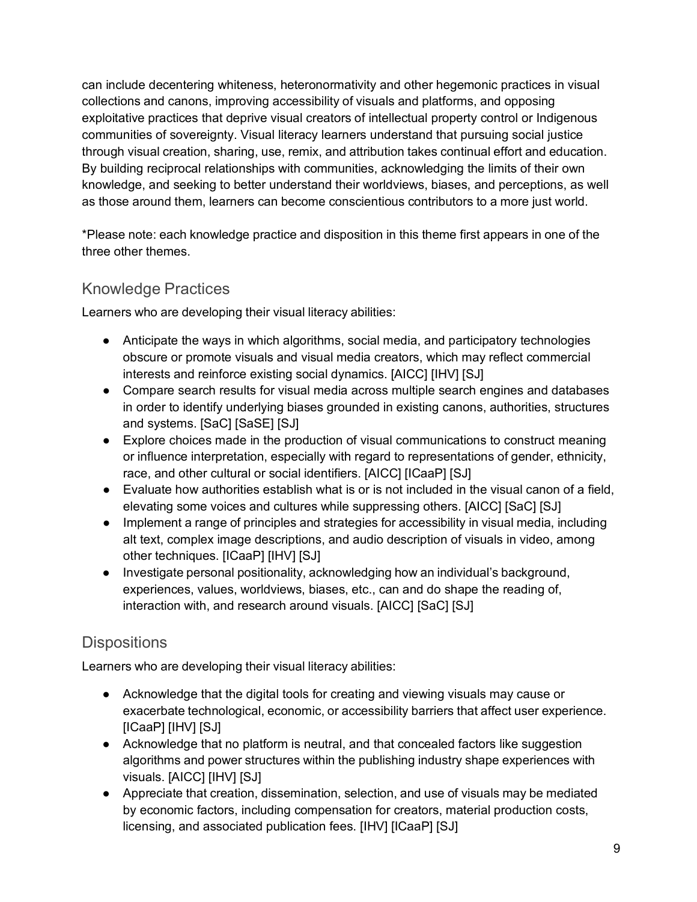can include decentering whiteness, heteronormativity and other hegemonic practices in visual collections and canons, improving accessibility of visuals and platforms, and opposing exploitative practices that deprive visual creators of intellectual property control or Indigenous communities of sovereignty. Visual literacy learners understand that pursuing social justice through visual creation, sharing, use, remix, and attribution takes continual effort and education. By building reciprocal relationships with communities, acknowledging the limits of their own knowledge, and seeking to better understand their worldviews, biases, and perceptions, as well as those around them, learners can become conscientious contributors to a more just world.

*Please note: each knowledge practice and disposition in this theme first appears in one of the three other themes.

## Knowledge Practices

Learners who are developing their visual literacy abilities:

- Anticipate the ways in which algorithms, social media, and participatory technologies obscure or promote visuals and visual media creators, which may reflect commercial interests and reinforce existing social dynamics. [AICC] [IHV] [SJ]
- Compare search results for visual media across multiple search engines and databases in order to identify underlying biases grounded in existing canons, authorities, structures and systems. [SaC] [SaSE] [SJ]
- Explore choices made in the production of visual communications to construct meaning or influence interpretation, especially with regard to representations of gender, ethnicity, race, and other cultural or social identifiers. [AICC] [ICaaP] [SJ]
- Evaluate how authorities establish what is or is not included in the visual canon of a field, elevating some voices and cultures while suppressing others. [AICC] [SaC] [SJ]
- Implement a range of principles and strategies for accessibility in visual media, including alt text, complex image descriptions, and audio description of visuals in video, among other techniques. [ICaaP] [IHV] [SJ]
- Investigate personal positionality, acknowledging how an individual's background, experiences, values, worldviews, biases, etc., can and do shape the reading of, interaction with, and research around visuals. [AICC] [SaC] [SJ]

## Dispositions

Learners who are developing their visual literacy abilities:

- Acknowledge that the digital tools for creating and viewing visuals may cause or exacerbate technological, economic, or accessibility barriers that affect user experience. [ICaaP] [IHV] [SJ]
- Acknowledge that no platform is neutral, and that concealed factors like suggestion algorithms and power structures within the publishing industry shape experiences with visuals. [AICC] [IHV] [SJ]
- Appreciate that creation, dissemination, selection, and use of visuals may be mediated by economic factors, including compensation for creators, material production costs, licensing, and associated publication fees. [IHV] [ICaaP] [SJ]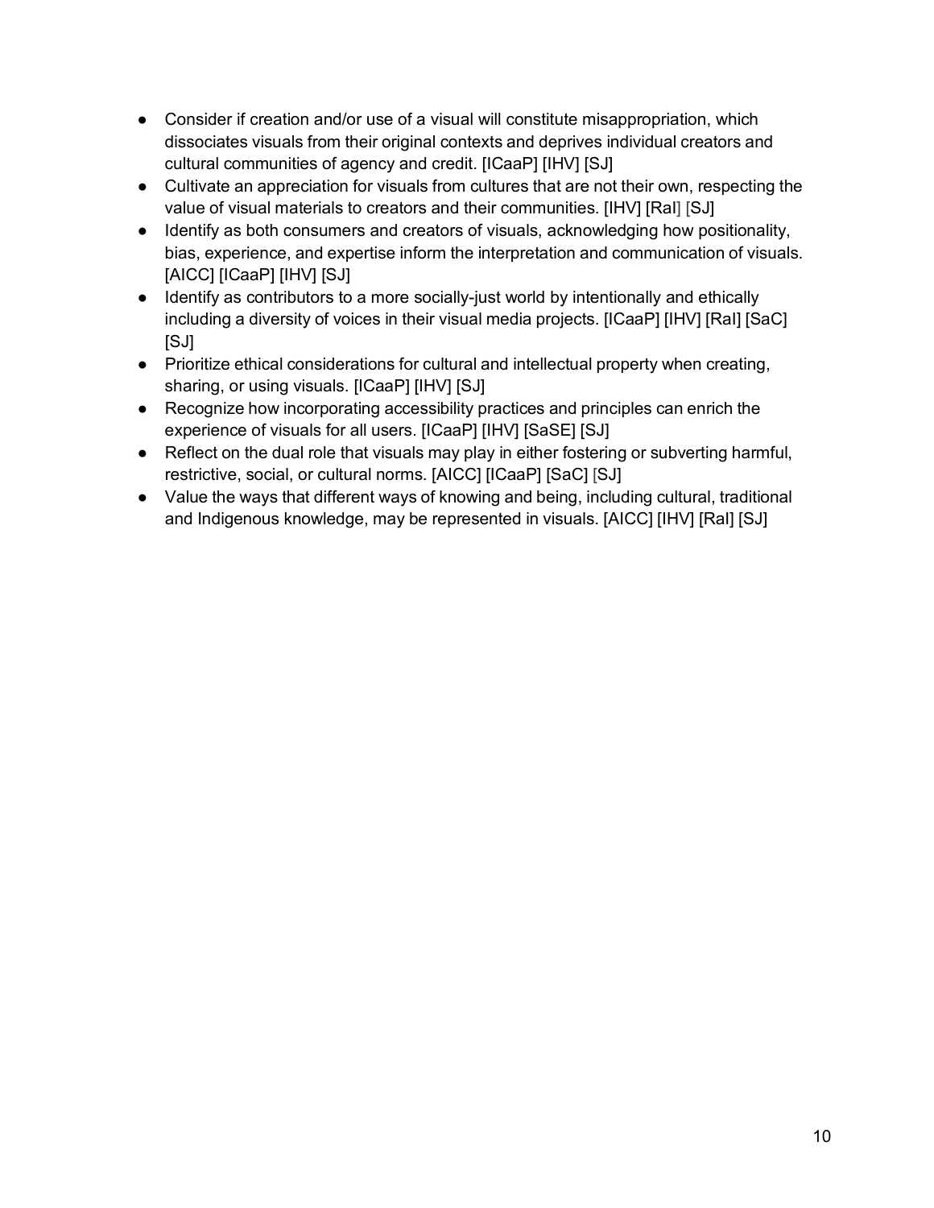- Consider if creation and/or use of a visual will constitute misappropriation, which dissociates visuals from their original contexts and deprives individual creators and cultural communities of agency and credit. [ICaaP] [IHV] [SJ]
- Cultivate an appreciation for visuals from cultures that are not their own, respecting the value of visual materials to creators and their communities. [IHV] [RaI] [SJ]
- Identify as both consumers and creators of visuals, acknowledging how positionality, bias, experience, and expertise inform the interpretation and communication of visuals. [AICC] [ICaaP] [IHV] [SJ]
- Identify as contributors to a more socially-just world by intentionally and ethically including a diversity of voices in their visual media projects. [ICaaP] [IHV] [RaI] [SaC] [SJ]
- Prioritize ethical considerations for cultural and intellectual property when creating, sharing, or using visuals. [ICaaP] [IHV] [SJ]
- Recognize how incorporating accessibility practices and principles can enrich the experience of visuals for all users. [ICaaP] [IHV] [SaSE] [SJ]
- Reflect on the dual role that visuals may play in either fostering or subverting harmful, restrictive, social, or cultural norms. [AICC] [ICaaP] [SaC] [SJ]
- Value the ways that different ways of knowing and being, including cultural, traditional and Indigenous knowledge, may be represented in visuals. [AICC] [IHV] [RaI] [SJ]